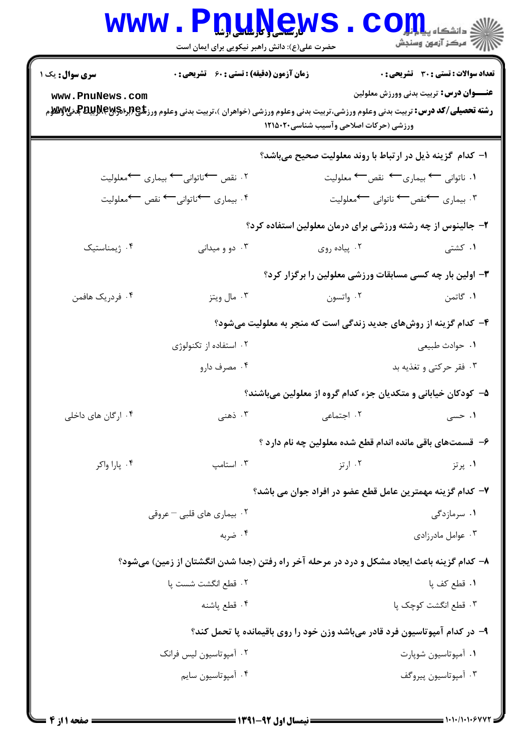**سری سوال:** یک ۱

**زمان آزمون (دقیقه) : تستی : ۶۰ تشریحی : ۰**

**تعداد سوالات : تستی : ۳۰ تشریحی : ۰**

**عنـــوان درس:** تربیت بدنی وورزش معلولین

**رشته تحصیلی/کد درس:** تربیت بدنی وعلوم ورزشی،تربیت بدنی وعلوم ورزشی (خواهران )،تربیت بدنی وعلوم ورزشی (برادران )،تربیت بدنی وعلوم ورزشی (حرکات اصلاحی وآسیب شناسی۱۲۱۵۰۲۰

۱- کدام گزینه ذیل در ارتباط با روند معلولیت صحیح می‌باشد؟

۱. ناتوانی ← بیماری ← نقص ← معلولیت

۲. نقص ←ناتوانی← بیماری ←معلولیت

۳. بیماری ←نقص← ناتوانی ←معلولیت

۴. بیماری ←ناتوانی← نقص ←معلولیت

۲- جالینوس از چه رشته ورزشی برای درمان معلولین استفاده کرد؟

۱. کشتی

۲. پیاده روی

۳. دو و میدانی

۴. ژیمناستیک

۳- اولین بار چه کسی مسابقات ورزشی معلولین را برگزار کرد؟

۱. گاتمن

۲. واتسون

۳. مال ویتز

۴. فدریک هافمن

۴- کدام گزینه از روش‌های جدید زندگی است که منجر به معلولیت می‌شود؟

۱. حوادث طبیعی

۲. استفاده از تکنولوژی

۳. فقر حرکتی و تغذیه بد

۴. مصرف دارو

۵- کودکان خیابانی و متکدیان جزء کدام گروه از معلولین می‌باشند؟

۱. حسی

۲. اجتماعی

۳. ذهنی

۴. ارگان های داخلی

۶- قسمت‌های باقی مانده اندام قطع شده معلولین چه نام دارد ؟

۱. پرتز

۲. ارتز

۳. استامپ

۴. پارا واکر

۷- کدام گزینه مهمترین عامل قطع عضو در افراد جوان می باشد؟

۱. سرمازدگی

۲. بیماری های قلبی – عروقی

۳. عوامل مادرزادی

۴. ضربه

۸- کدام گزینه باعث ایجاد مشکل و درد در مرحله آخر راه رفتن (جدا شدن انگشتان از زمین) می‌شود؟

۱. قطع کف پا

۲. قطع انگشت شست پا

۳. قطع انگشت کوچک پا

۴. قطع پاشنه

۹- در کدام آمپوتاسیون فرد قادر می‌باشد وزن خود را روی باقیمانده پا تحمل کند؟

۱. آمپوتاسیون شوپارت

۲. آمپوتاسیون لیس فرانک

۳. آمپوتاسیون پیروگف

۴. آمپوتاسیون سایم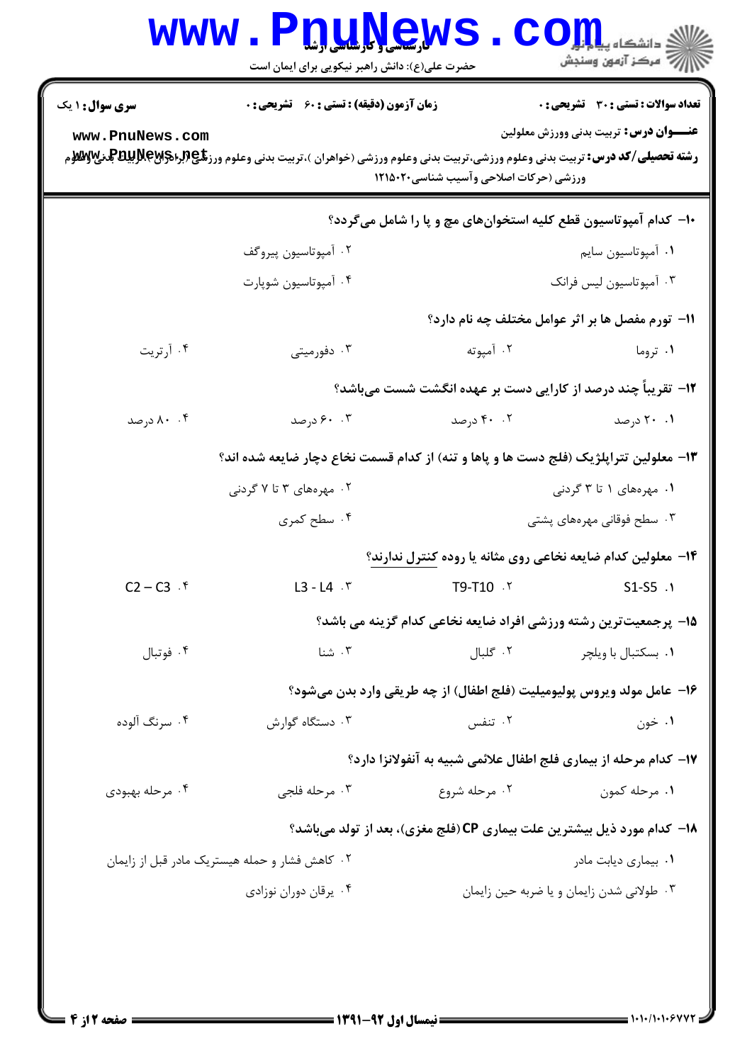**سری سوال:** ۱ یک　　**زمان آزمون (دقیقه) : تستی :** ۶۰　**تشریحی :** ۰　　**تعداد سوالات : تستی :** ۳۰　**تشریحی :** ۰

**عنـــوان درس:** تربیت بدنی وورزش معلولین

**رشته تحصیلی/کد درس:** تربیت بدنی وعلوم ورزشی،تربیت بدنی وعلوم ورزشی (خواهران )،تربیت بدنی وعلوم ورزشی (برادران )،تربیت بدنی وعلوم ورزشی (حرکات اصلاحی وآسیب شناسی)۱۲۱۵۰۲۰

**۱۰- کدام آمپوتاسیون قطع کلیه استخوان‌های مچ و پا را شامل می‌گردد؟**

۱. آمپوتاسیون سایم
۲. آمپوتاسیون پیروگف
۳. آمپوتاسیون لیس فرانک
۴. آمپوتاسیون شوپارت

**۱۱- تورم مفصل ها بر اثر عوامل مختلف چه نام دارد؟**

۱. تروما
۲. آمپوته
۳. دفورمیتی
۴. آرتریت

**۱۲- تقریباً چند درصد از کارایی دست بر عهده انگشت شست می‌باشد؟**

۱. ۲۰ درصد
۲. ۴۰ درصد
۳. ۶۰ درصد
۴. ۸۰ درصد

**۱۳- معلولین تتراپلژیک (فلج دست ها و پاها و تنه) از کدام قسمت نخاع دچار ضایعه شده اند؟**

۱. مهره‌های ۱ تا ۳ گردنی
۲. مهره‌های ۳ تا ۷ گردنی
۳. سطح فوقانی مهره‌های پشتی
۴. سطح کمری

**۱۴- معلولین کدام ضایعه نخاعی روی مثانه یا روده کنترل ندارند؟**

۱. S1-S5
۲. T9-T10
۳. L3 - L4
۴. C2 – C3

**۱۵- پرجمعیت‌ترین رشته ورزشی افراد ضایعه نخاعی کدام گزینه می باشد؟**

۱. بسکتبال با ویلچر
۲. گلبال
۳. شنا
۴. فوتبال

**۱۶- عامل مولد ویروس پولیومیلیت (فلج اطفال) از چه طریقی وارد بدن می‌شود؟**

۱. خون
۲. تنفس
۳. دستگاه گوارش
۴. سرنگ آلوده

**۱۷- کدام مرحله از بیماری فلج اطفال علائمی شبیه به آنفولانزا دارد؟**

۱. مرحله کمون
۲. مرحله شروع
۳. مرحله فلجی
۴. مرحله بهبودی

**۱۸- کدام مورد ذیل بیشترین علت بیماری CP (فلج مغزی)، بعد از تولد می‌باشد؟**

۱. بیماری دیابت مادر
۲. کاهش فشار و حمله هیستریک مادر قبل از زایمان
۳. طولانی شدن زایمان و یا ضربه حین زایمان
۴. یرقان دوران نوزادی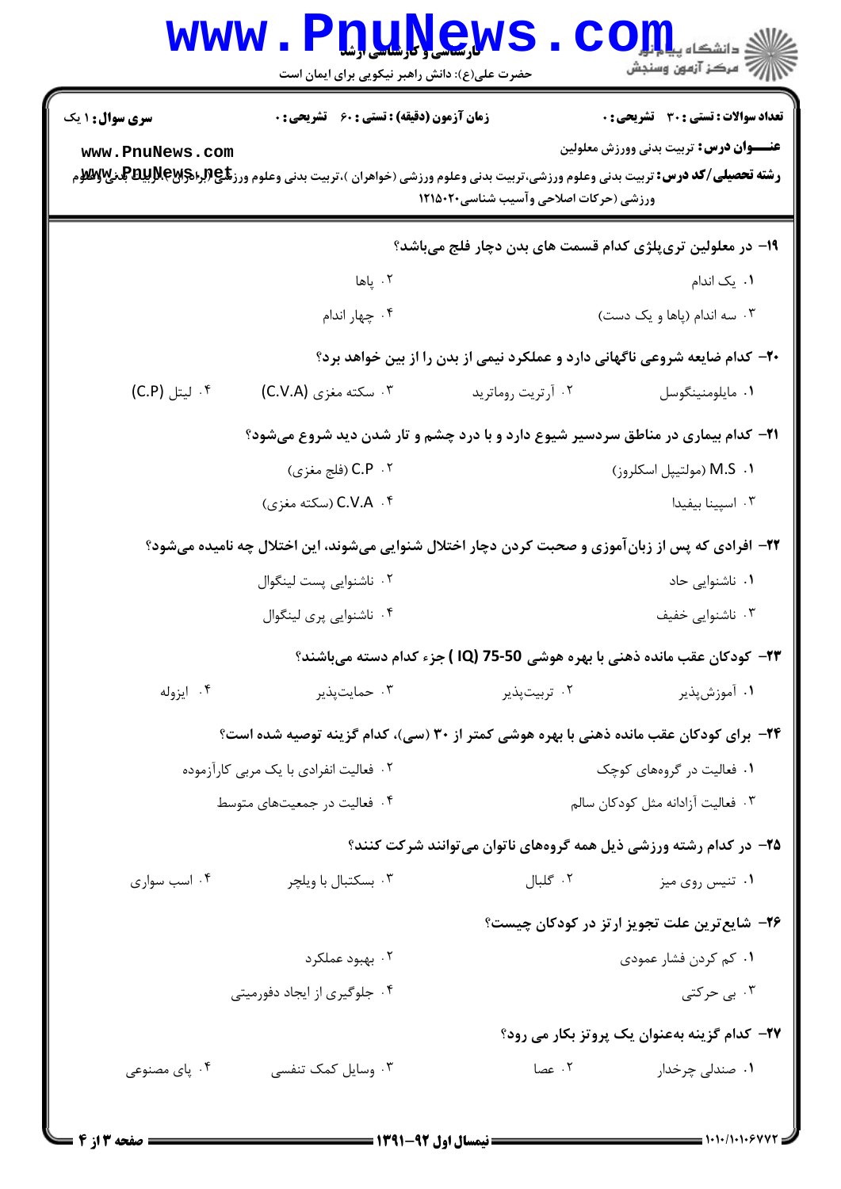**سری سوال:** ۱ یک

**زمان آزمون (دقیقه) : تستی : ۶۰ تشریحی : ۰**

**تعداد سوالات : تستی : ۳۰ تشریحی : ۰**

**عنـــوان درس:** تربیت بدنی وورزش معلولین

**رشته تحصیلی/کد درس:** تربیت بدنی وعلوم ورزشی،تربیت بدنی وعلوم ورزشی (خواهران )،تربیت بدنی وعلوم ورزشی (برادران )،تربیت بدنی وعلوم ورزشی (حرکات اصلاحی وآسیب شناسی۱۲۱۵۰۲۰

۱۹- در معلولین تری‌پلژی کدام قسمت های بدن دچار فلج می‌باشد؟

۱. یک اندام
۲. پاها
۳. سه اندام (پاها و یک دست)
۴. چهار اندام

۲۰- کدام ضایعه شروعی ناگهانی دارد و عملکرد نیمی از بدن را از بین خواهد برد؟

۱. مایلومنینگوسل
۲. آرتریت روماترید
۳. سکته مغزی (C.V.A)
۴. لیتل (C.P)

۲۱- کدام بیماری در مناطق سردسیر شیوع دارد و با درد چشم و تار شدن دید شروع می‌شود؟

۱. M.S (مولتیپل اسکلروز)
۲. C.P (فلج مغزی)
۳. اسپینا بیفیدا
۴. C.V.A (سکته مغزی)

۲۲- افرادی که پس از زبان‌آموزی و صحبت کردن دچار اختلال شنوایی می‌شوند، این اختلال چه نامیده می‌شود؟

۱. ناشنوایی حاد
۲. ناشنوایی پست لینگوال
۳. ناشنوایی خفیف
۴. ناشنوایی پری لینگوال

۲۳- کودکان عقب مانده ذهنی با بهره هوشی 50-75 (IQ) جزء کدام دسته می‌باشند؟

۱. آموزش‌پذیر
۲. تربیت‌پذیر
۳. حمایت‌پذیر
۴. ایزوله

۲۴- برای کودکان عقب مانده ذهنی با بهره هوشی کمتر از ۳۰ (سی)، کدام گزینه توصیه شده است؟

۱. فعالیت در گروه‌های کوچک
۲. فعالیت انفرادی با یک مربی کارآزموده
۳. فعالیت آزادانه مثل کودکان سالم
۴. فعالیت در جمعیت‌های متوسط

۲۵- در کدام رشته ورزشی ذیل همه گروه‌های ناتوان می‌توانند شرکت کنند؟

۱. تنیس روی میز
۲. گلبال
۳. بسکتبال با ویلچر
۴. اسب سواری

۲۶- شایع‌ترین علت تجویز ارتز در کودکان چیست؟

۱. کم کردن فشار عمودی
۲. بهبود عملکرد
۳. بی حرکتی
۴. جلوگیری از ایجاد دفورمیتی

۲۷- کدام گزینه به‌عنوان یک پروتز بکار می رود؟

۱. صندلی چرخدار
۲. عصا
۳. وسایل کمک تنفسی
۴. پای مصنوعی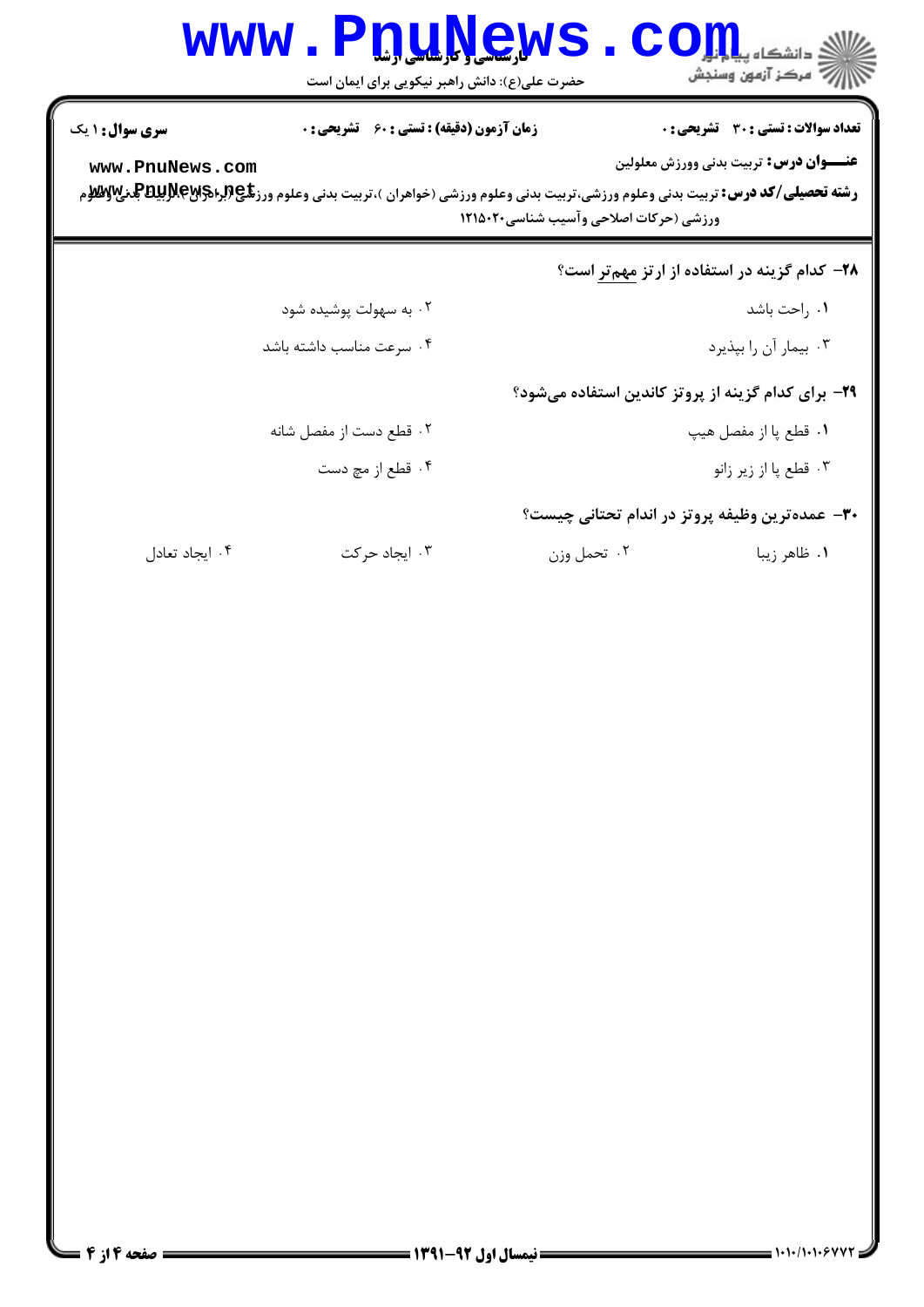**۲۸- کدام گزینه در استفاده از ارتز مهم‌تر است؟**

۱. راحت باشد

۲. به سهولت پوشیده شود

۳. بیمار آن را بپذیرد

۴. سرعت مناسب داشته باشد

**۲۹- برای کدام گزینه از پروتز کاندین استفاده می‌شود؟**

۱. قطع پا از مفصل هیپ

۲. قطع دست از مفصل شانه

۳. قطع پا از زیر زانو

۴. قطع از مچ دست

**۳۰- عمده‌ترین وظیفه پروتز در اندام تحتانی چیست؟**

۱. ظاهر زیبا

۲. تحمل وزن

۳. ایجاد حرکت

۴. ایجاد تعادل